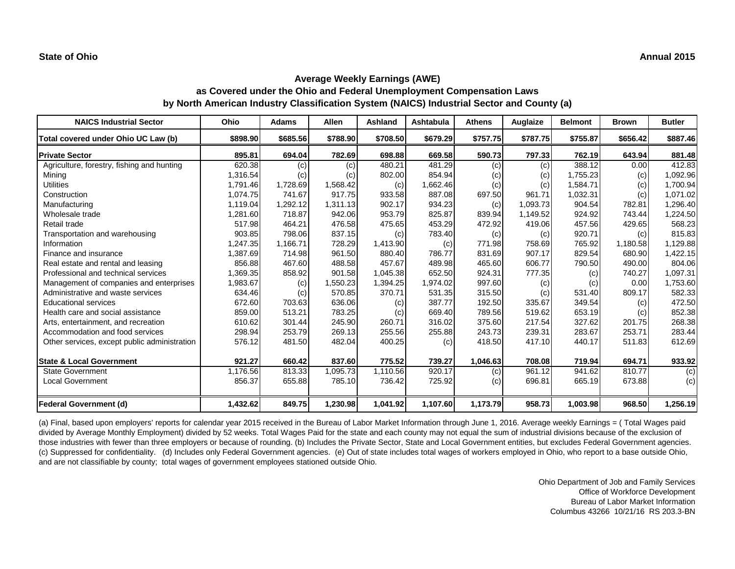State of Ohio

Annual 2015

## Average Weekly Earnings (AWE)
## as Covered under the Ohio and Federal Unemployment Compensation Laws
## by North American Industry Classification System (NAICS) Industrial Sector and County (a)

| NAICS Industrial Sector | Ohio | Adams | Allen | Ashland | Ashtabula | Athens | Auglaize | Belmont | Brown | Butler |
|---|---|---|---|---|---|---|---|---|---|---|
| **Total covered under Ohio UC Law (b)** | **$898.90** | **$685.56** | **$788.90** | **$708.50** | **$679.29** | **$757.75** | **$787.75** | **$755.87** | **$656.42** | **$887.46** |
| **Private Sector** | **895.81** | **694.04** | **782.69** | **698.88** | **669.58** | **590.73** | **797.33** | **762.19** | **643.94** | **881.48** |
| Agriculture, forestry, fishing and hunting | 620.38 | (c) | (c) | 480.21 | 481.29 | (c) | (c) | 388.12 | 0.00 | 412.83 |
| Mining | 1,316.54 | (c) | (c) | 802.00 | 854.94 | (c) | (c) | 1,755.23 | (c) | 1,092.96 |
| Utilities | 1,791.46 | 1,728.69 | 1,568.42 | (c) | 1,662.46 | (c) | (c) | 1,584.71 | (c) | 1,700.94 |
| Construction | 1,074.75 | 741.67 | 917.75 | 933.58 | 887.08 | 697.50 | 961.71 | 1,032.31 | (c) | 1,071.02 |
| Manufacturing | 1,119.04 | 1,292.12 | 1,311.13 | 902.17 | 934.23 | (c) | 1,093.73 | 904.54 | 782.81 | 1,296.40 |
| Wholesale trade | 1,281.60 | 718.87 | 942.06 | 953.79 | 825.87 | 839.94 | 1,149.52 | 924.92 | 743.44 | 1,224.50 |
| Retail trade | 517.98 | 464.21 | 476.58 | 475.65 | 453.29 | 472.92 | 419.06 | 457.56 | 429.65 | 568.23 |
| Transportation and warehousing | 903.85 | 798.06 | 837.15 | (c) | 783.40 | (c) | (c) | 920.71 | (c) | 815.83 |
| Information | 1,247.35 | 1,166.71 | 728.29 | 1,413.90 | (c) | 771.98 | 758.69 | 765.92 | 1,180.58 | 1,129.88 |
| Finance and insurance | 1,387.69 | 714.98 | 961.50 | 880.40 | 786.77 | 831.69 | 907.17 | 829.54 | 680.90 | 1,422.15 |
| Real estate and rental and leasing | 856.88 | 467.60 | 488.58 | 457.67 | 489.98 | 465.60 | 606.77 | 790.50 | 490.00 | 804.06 |
| Professional and technical services | 1,369.35 | 858.92 | 901.58 | 1,045.38 | 652.50 | 924.31 | 777.35 | (c) | 740.27 | 1,097.31 |
| Management of companies and enterprises | 1,983.67 | (c) | 1,550.23 | 1,394.25 | 1,974.02 | 997.60 | (c) | (c) | 0.00 | 1,753.60 |
| Administrative and waste services | 634.46 | (c) | 570.85 | 370.71 | 531.35 | 315.50 | (c) | 531.40 | 809.17 | 582.33 |
| Educational services | 672.60 | 703.63 | 636.06 | (c) | 387.77 | 192.50 | 335.67 | 349.54 | (c) | 472.50 |
| Health care and social assistance | 859.00 | 513.21 | 783.25 | (c) | 669.40 | 789.56 | 519.62 | 653.19 | (c) | 852.38 |
| Arts, entertainment, and recreation | 610.62 | 301.44 | 245.90 | 260.71 | 316.02 | 375.60 | 217.54 | 327.62 | 201.75 | 268.38 |
| Accommodation and food services | 298.94 | 253.79 | 269.13 | 255.56 | 255.88 | 243.73 | 239.31 | 283.67 | 253.71 | 283.44 |
| Other services, except public administration | 576.12 | 481.50 | 482.04 | 400.25 | (c) | 418.50 | 417.10 | 440.17 | 511.83 | 612.69 |
| **State & Local Government** | **921.27** | **660.42** | **837.60** | **775.52** | **739.27** | **1,046.63** | **708.08** | **719.94** | **694.71** | **933.92** |
| State Government | 1,176.56 | 813.33 | 1,095.73 | 1,110.56 | 920.17 | (c) | 961.12 | 941.62 | 810.77 | (c) |
| Local Government | 856.37 | 655.88 | 785.10 | 736.42 | 725.92 | (c) | 696.81 | 665.19 | 673.88 | (c) |
| **Federal Government (d)** | **1,432.62** | **849.75** | **1,230.98** | **1,041.92** | **1,107.60** | **1,173.79** | **958.73** | **1,003.98** | **968.50** | **1,256.19** |

(a) Final, based upon employers' reports for calendar year 2015 received in the Bureau of Labor Market Information through June 1, 2016. Average weekly Earnings = ( Total Wages paid divided by Average Monthly Employment) divided by 52 weeks. Total Wages Paid for the state and each county may not equal the sum of industrial divisions because of the exclusion of those industries with fewer than three employers or because of rounding. (b) Includes the Private Sector, State and Local Government entities, but excludes Federal Government agencies. (c) Suppressed for confidentiality. (d) Includes only Federal Government agencies. (e) Out of state includes total wages of workers employed in Ohio, who report to a base outside Ohio, and are not classifiable by county; total wages of government employees stationed outside Ohio.

Ohio Department of Job and Family Services
Office of Workforce Development
Bureau of Labor Market Information
Columbus 43266 10/21/16 RS 203.3-BN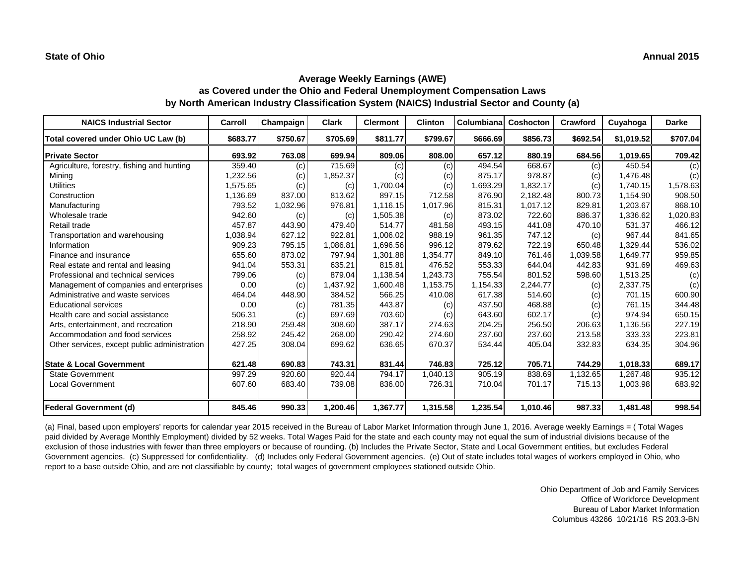**State of Ohio** **Annual 2015**

## Average Weekly Earnings (AWE)
## as Covered under the Ohio and Federal Unemployment Compensation Laws
## by North American Industry Classification System (NAICS) Industrial Sector and County (a)

| NAICS Industrial Sector | Carroll | Champaign | Clark | Clermont | Clinton | Columbiana | Coshocton | Crawford | Cuyahoga | Darke |
|---|---|---|---|---|---|---|---|---|---|---|
| **Total covered under Ohio UC Law (b)** | **$683.77** | **$750.67** | **$705.69** | **$811.77** | **$799.67** | **$666.69** | **$856.73** | **$692.54** | **$1,019.52** | **$707.04** |
| **Private Sector** | **693.92** | **763.08** | **699.94** | **809.06** | **808.00** | **657.12** | **880.19** | **684.56** | **1,019.65** | **709.42** |
| Agriculture, forestry, fishing and hunting | 359.40 | (c) | 715.69 | (c) | (c) | 494.54 | 668.67 | (c) | 450.54 | (c) |
| Mining | 1,232.56 | (c) | 1,852.37 | (c) | (c) | 875.17 | 978.87 | (c) | 1,476.48 | (c) |
| Utilities | 1,575.65 | (c) | (c) | 1,700.04 | (c) | 1,693.29 | 1,832.17 | (c) | 1,740.15 | 1,578.63 |
| Construction | 1,136.69 | 837.00 | 813.62 | 897.15 | 712.58 | 876.90 | 2,182.48 | 800.73 | 1,154.90 | 908.50 |
| Manufacturing | 793.52 | 1,032.96 | 976.81 | 1,116.15 | 1,017.96 | 815.31 | 1,017.12 | 829.81 | 1,203.67 | 868.10 |
| Wholesale trade | 942.60 | (c) | (c) | 1,505.38 | (c) | 873.02 | 722.60 | 886.37 | 1,336.62 | 1,020.83 |
| Retail trade | 457.87 | 443.90 | 479.40 | 514.77 | 481.58 | 493.15 | 441.08 | 470.10 | 531.37 | 466.12 |
| Transportation and warehousing | 1,038.94 | 627.12 | 922.81 | 1,006.02 | 988.19 | 961.35 | 747.12 | (c) | 967.44 | 841.65 |
| Information | 909.23 | 795.15 | 1,086.81 | 1,696.56 | 996.12 | 879.62 | 722.19 | 650.48 | 1,329.44 | 536.02 |
| Finance and insurance | 655.60 | 873.02 | 797.94 | 1,301.88 | 1,354.77 | 849.10 | 761.46 | 1,039.58 | 1,649.77 | 959.85 |
| Real estate and rental and leasing | 941.04 | 553.31 | 635.21 | 815.81 | 476.52 | 553.33 | 644.04 | 442.83 | 931.69 | 469.63 |
| Professional and technical services | 799.06 | (c) | 879.04 | 1,138.54 | 1,243.73 | 755.54 | 801.52 | 598.60 | 1,513.25 | (c) |
| Management of companies and enterprises | 0.00 | (c) | 1,437.92 | 1,600.48 | 1,153.75 | 1,154.33 | 2,244.77 | (c) | 2,337.75 | (c) |
| Administrative and waste services | 464.04 | 448.90 | 384.52 | 566.25 | 410.08 | 617.38 | 514.60 | (c) | 701.15 | 600.90 |
| Educational services | 0.00 | (c) | 781.35 | 443.87 | (c) | 437.50 | 468.88 | (c) | 761.15 | 344.48 |
| Health care and social assistance | 506.31 | (c) | 697.69 | 703.60 | (c) | 643.60 | 602.17 | (c) | 974.94 | 650.15 |
| Arts, entertainment, and recreation | 218.90 | 259.48 | 308.60 | 387.17 | 274.63 | 204.25 | 256.50 | 206.63 | 1,136.56 | 227.19 |
| Accommodation and food services | 258.92 | 245.42 | 268.00 | 290.42 | 274.60 | 237.60 | 237.60 | 213.58 | 333.33 | 223.81 |
| Other services, except public administration | 427.25 | 308.04 | 699.62 | 636.65 | 670.37 | 534.44 | 405.04 | 332.83 | 634.35 | 304.96 |
| **State & Local Government** | **621.48** | **690.83** | **743.31** | **831.44** | **746.83** | **725.12** | **705.71** | **744.29** | **1,018.33** | **689.17** |
| State Government | 997.29 | 920.60 | 920.44 | 794.17 | 1,040.13 | 905.19 | 838.69 | 1,132.65 | 1,267.48 | 935.12 |
| Local Government | 607.60 | 683.40 | 739.08 | 836.00 | 726.31 | 710.04 | 701.17 | 715.13 | 1,003.98 | 683.92 |
| **Federal Government (d)** | **845.46** | **990.33** | **1,200.46** | **1,367.77** | **1,315.58** | **1,235.54** | **1,010.46** | **987.33** | **1,481.48** | **998.54** |

(a) Final, based upon employers' reports for calendar year 2015 received in the Bureau of Labor Market Information through June 1, 2016. Average weekly Earnings = ( Total Wages paid divided by Average Monthly Employment) divided by 52 weeks. Total Wages Paid for the state and each county may not equal the sum of industrial divisions because of the exclusion of those industries with fewer than three employers or because of rounding. (b) Includes the Private Sector, State and Local Government entities, but excludes Federal Government agencies. (c) Suppressed for confidentiality. (d) Includes only Federal Government agencies. (e) Out of state includes total wages of workers employed in Ohio, who report to a base outside Ohio, and are not classifiable by county; total wages of government employees stationed outside Ohio.

Ohio Department of Job and Family Services
Office of Workforce Development
Bureau of Labor Market Information
Columbus 43266 10/21/16 RS 203.3-BN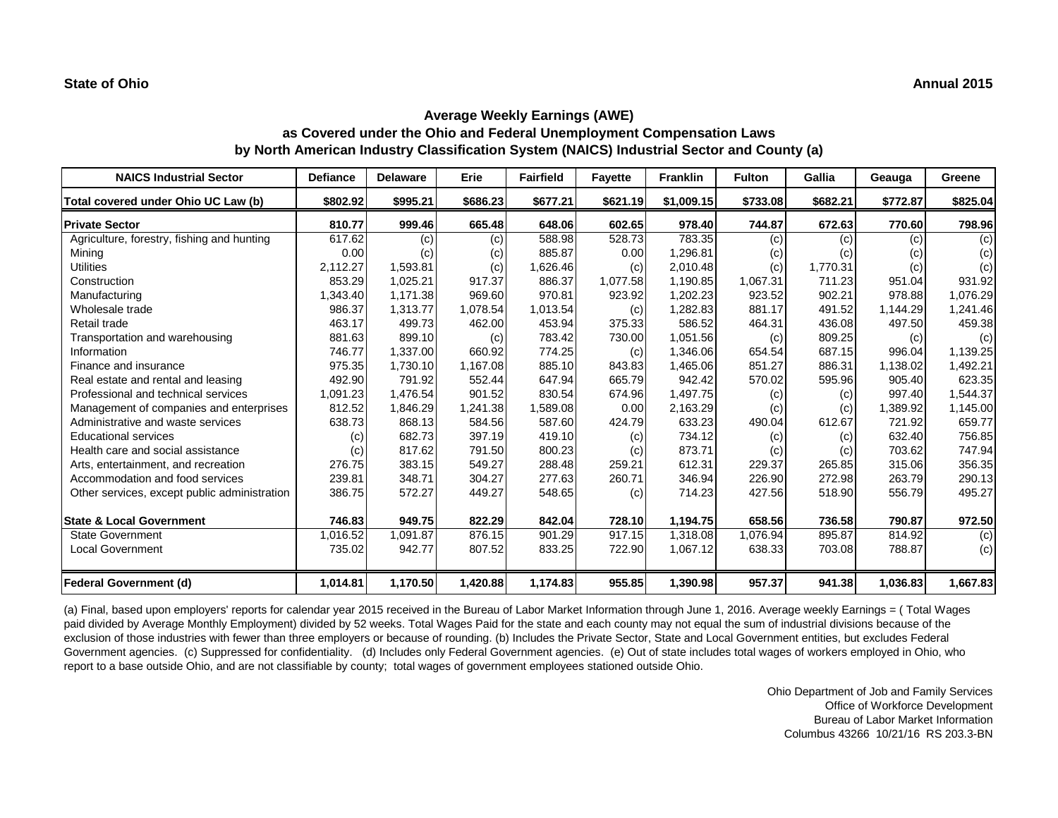**State of Ohio** **Annual 2015**

## Average Weekly Earnings (AWE)
## as Covered under the Ohio and Federal Unemployment Compensation Laws
## by North American Industry Classification System (NAICS) Industrial Sector and County (a)

| NAICS Industrial Sector | Defiance | Delaware | Erie | Fairfield | Fayette | Franklin | Fulton | Gallia | Geauga | Greene |
|---|---|---|---|---|---|---|---|---|---|---|
| **Total covered under Ohio UC Law (b)** | **$802.92** | **$995.21** | **$686.23** | **$677.21** | **$621.19** | **$1,009.15** | **$733.08** | **$682.21** | **$772.87** | **$825.04** |
| **Private Sector** | **810.77** | **999.46** | **665.48** | **648.06** | **602.65** | **978.40** | **744.87** | **672.63** | **770.60** | **798.96** |
| Agriculture, forestry, fishing and hunting | 617.62 | (c) | (c) | 588.98 | 528.73 | 783.35 | (c) | (c) | (c) | (c) |
| Mining | 0.00 | (c) | (c) | 885.87 | 0.00 | 1,296.81 | (c) | (c) | (c) | (c) |
| Utilities | 2,112.27 | 1,593.81 | (c) | 1,626.46 | (c) | 2,010.48 | (c) | 1,770.31 | (c) | (c) |
| Construction | 853.29 | 1,025.21 | 917.37 | 886.37 | 1,077.58 | 1,190.85 | 1,067.31 | 711.23 | 951.04 | 931.92 |
| Manufacturing | 1,343.40 | 1,171.38 | 969.60 | 970.81 | 923.92 | 1,202.23 | 923.52 | 902.21 | 978.88 | 1,076.29 |
| Wholesale trade | 986.37 | 1,313.77 | 1,078.54 | 1,013.54 | (c) | 1,282.83 | 881.17 | 491.52 | 1,144.29 | 1,241.46 |
| Retail trade | 463.17 | 499.73 | 462.00 | 453.94 | 375.33 | 586.52 | 464.31 | 436.08 | 497.50 | 459.38 |
| Transportation and warehousing | 881.63 | 899.10 | (c) | 783.42 | 730.00 | 1,051.56 | (c) | 809.25 | (c) | (c) |
| Information | 746.77 | 1,337.00 | 660.92 | 774.25 | (c) | 1,346.06 | 654.54 | 687.15 | 996.04 | 1,139.25 |
| Finance and insurance | 975.35 | 1,730.10 | 1,167.08 | 885.10 | 843.83 | 1,465.06 | 851.27 | 886.31 | 1,138.02 | 1,492.21 |
| Real estate and rental and leasing | 492.90 | 791.92 | 552.44 | 647.94 | 665.79 | 942.42 | 570.02 | 595.96 | 905.40 | 623.35 |
| Professional and technical services | 1,091.23 | 1,476.54 | 901.52 | 830.54 | 674.96 | 1,497.75 | (c) | (c) | 997.40 | 1,544.37 |
| Management of companies and enterprises | 812.52 | 1,846.29 | 1,241.38 | 1,589.08 | 0.00 | 2,163.29 | (c) | (c) | 1,389.92 | 1,145.00 |
| Administrative and waste services | 638.73 | 868.13 | 584.56 | 587.60 | 424.79 | 633.23 | 490.04 | 612.67 | 721.92 | 659.77 |
| Educational services | (c) | 682.73 | 397.19 | 419.10 | (c) | 734.12 | (c) | (c) | 632.40 | 756.85 |
| Health care and social assistance | (c) | 817.62 | 791.50 | 800.23 | (c) | 873.71 | (c) | (c) | 703.62 | 747.94 |
| Arts, entertainment, and recreation | 276.75 | 383.15 | 549.27 | 288.48 | 259.21 | 612.31 | 229.37 | 265.85 | 315.06 | 356.35 |
| Accommodation and food services | 239.81 | 348.71 | 304.27 | 277.63 | 260.71 | 346.94 | 226.90 | 272.98 | 263.79 | 290.13 |
| Other services, except public administration | 386.75 | 572.27 | 449.27 | 548.65 | (c) | 714.23 | 427.56 | 518.90 | 556.79 | 495.27 |
| **State & Local Government** | **746.83** | **949.75** | **822.29** | **842.04** | **728.10** | **1,194.75** | **658.56** | **736.58** | **790.87** | **972.50** |
| State Government | 1,016.52 | 1,091.87 | 876.15 | 901.29 | 917.15 | 1,318.08 | 1,076.94 | 895.87 | 814.92 | (c) |
| Local Government | 735.02 | 942.77 | 807.52 | 833.25 | 722.90 | 1,067.12 | 638.33 | 703.08 | 788.87 | (c) |
| **Federal Government (d)** | **1,014.81** | **1,170.50** | **1,420.88** | **1,174.83** | **955.85** | **1,390.98** | **957.37** | **941.38** | **1,036.83** | **1,667.83** |

(a) Final, based upon employers' reports for calendar year 2015 received in the Bureau of Labor Market Information through June 1, 2016. Average weekly Earnings = ( Total Wages paid divided by Average Monthly Employment) divided by 52 weeks. Total Wages Paid for the state and each county may not equal the sum of industrial divisions because of the exclusion of those industries with fewer than three employers or because of rounding. (b) Includes the Private Sector, State and Local Government entities, but excludes Federal Government agencies. (c) Suppressed for confidentiality. (d) Includes only Federal Government agencies. (e) Out of state includes total wages of workers employed in Ohio, who report to a base outside Ohio, and are not classifiable by county; total wages of government employees stationed outside Ohio.

Ohio Department of Job and Family Services
Office of Workforce Development
Bureau of Labor Market Information
Columbus 43266 10/21/16 RS 203.3-BN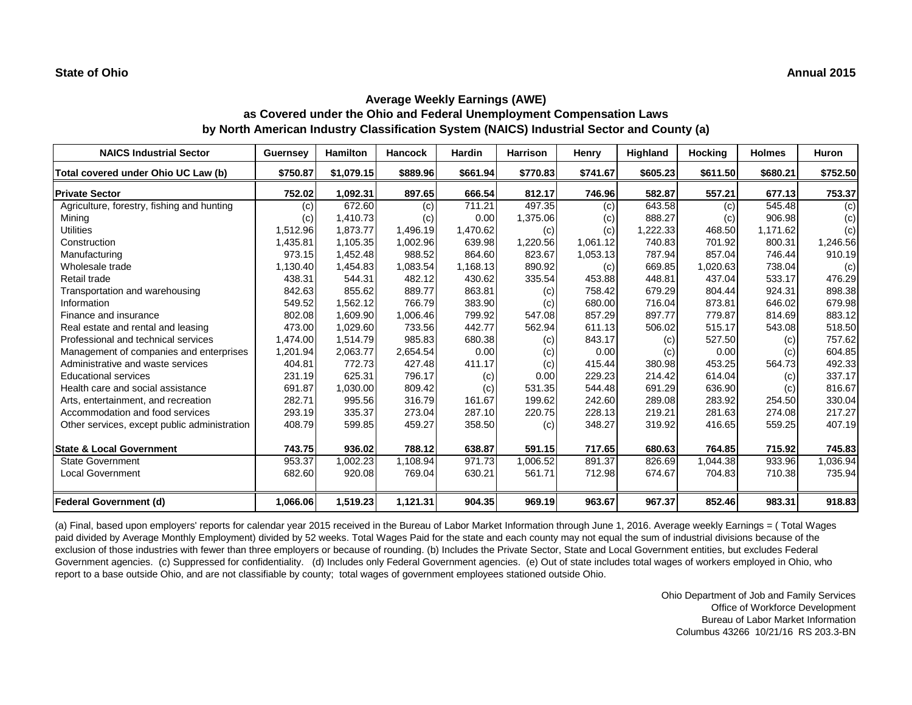**State of Ohio** **Annual 2015**

## Average Weekly Earnings (AWE)
## as Covered under the Ohio and Federal Unemployment Compensation Laws
## by North American Industry Classification System (NAICS) Industrial Sector and County (a)

| NAICS Industrial Sector | Guernsey | Hamilton | Hancock | Hardin | Harrison | Henry | Highland | Hocking | Holmes | Huron |
|---|---|---|---|---|---|---|---|---|---|---|
| **Total covered under Ohio UC Law (b)** | **$750.87** | **$1,079.15** | **$889.96** | **$661.94** | **$770.83** | **$741.67** | **$605.23** | **$611.50** | **$680.21** | **$752.50** |
| **Private Sector** | **752.02** | **1,092.31** | **897.65** | **666.54** | **812.17** | **746.96** | **582.87** | **557.21** | **677.13** | **753.37** |
| Agriculture, forestry, fishing and hunting | (c) | 672.60 | (c) | 711.21 | 497.35 | (c) | 643.58 | (c) | 545.48 | (c) |
| Mining | (c) | 1,410.73 | (c) | 0.00 | 1,375.06 | (c) | 888.27 | (c) | 906.98 | (c) |
| Utilities | 1,512.96 | 1,873.77 | 1,496.19 | 1,470.62 | (c) | (c) | 1,222.33 | 468.50 | 1,171.62 | (c) |
| Construction | 1,435.81 | 1,105.35 | 1,002.96 | 639.98 | 1,220.56 | 1,061.12 | 740.83 | 701.92 | 800.31 | 1,246.56 |
| Manufacturing | 973.15 | 1,452.48 | 988.52 | 864.60 | 823.67 | 1,053.13 | 787.94 | 857.04 | 746.44 | 910.19 |
| Wholesale trade | 1,130.40 | 1,454.83 | 1,083.54 | 1,168.13 | 890.92 | (c) | 669.85 | 1,020.63 | 738.04 | (c) |
| Retail trade | 438.31 | 544.31 | 482.12 | 430.62 | 335.54 | 453.88 | 448.81 | 437.04 | 533.17 | 476.29 |
| Transportation and warehousing | 842.63 | 855.62 | 889.77 | 863.81 | (c) | 758.42 | 679.29 | 804.44 | 924.31 | 898.38 |
| Information | 549.52 | 1,562.12 | 766.79 | 383.90 | (c) | 680.00 | 716.04 | 873.81 | 646.02 | 679.98 |
| Finance and insurance | 802.08 | 1,609.90 | 1,006.46 | 799.92 | 547.08 | 857.29 | 897.77 | 779.87 | 814.69 | 883.12 |
| Real estate and rental and leasing | 473.00 | 1,029.60 | 733.56 | 442.77 | 562.94 | 611.13 | 506.02 | 515.17 | 543.08 | 518.50 |
| Professional and technical services | 1,474.00 | 1,514.79 | 985.83 | 680.38 | (c) | 843.17 | (c) | 527.50 | (c) | 757.62 |
| Management of companies and enterprises | 1,201.94 | 2,063.77 | 2,654.54 | 0.00 | (c) | 0.00 | (c) | 0.00 | (c) | 604.85 |
| Administrative and waste services | 404.81 | 772.73 | 427.48 | 411.17 | (c) | 415.44 | 380.98 | 453.25 | 564.73 | 492.33 |
| Educational services | 231.19 | 625.31 | 796.17 | (c) | 0.00 | 229.23 | 214.42 | 614.04 | (c) | 337.17 |
| Health care and social assistance | 691.87 | 1,030.00 | 809.42 | (c) | 531.35 | 544.48 | 691.29 | 636.90 | (c) | 816.67 |
| Arts, entertainment, and recreation | 282.71 | 995.56 | 316.79 | 161.67 | 199.62 | 242.60 | 289.08 | 283.92 | 254.50 | 330.04 |
| Accommodation and food services | 293.19 | 335.37 | 273.04 | 287.10 | 220.75 | 228.13 | 219.21 | 281.63 | 274.08 | 217.27 |
| Other services, except public administration | 408.79 | 599.85 | 459.27 | 358.50 | (c) | 348.27 | 319.92 | 416.65 | 559.25 | 407.19 |
| **State & Local Government** | **743.75** | **936.02** | **788.12** | **638.87** | **591.15** | **717.65** | **680.63** | **764.85** | **715.92** | **745.83** |
| State Government | 953.37 | 1,002.23 | 1,108.94 | 971.73 | 1,006.52 | 891.37 | 826.69 | 1,044.38 | 933.96 | 1,036.94 |
| Local Government | 682.60 | 920.08 | 769.04 | 630.21 | 561.71 | 712.98 | 674.67 | 704.83 | 710.38 | 735.94 |
| **Federal Government (d)** | **1,066.06** | **1,519.23** | **1,121.31** | **904.35** | **969.19** | **963.67** | **967.37** | **852.46** | **983.31** | **918.83** |

(a) Final, based upon employers' reports for calendar year 2015 received in the Bureau of Labor Market Information through June 1, 2016. Average weekly Earnings = ( Total Wages paid divided by Average Monthly Employment) divided by 52 weeks. Total Wages Paid for the state and each county may not equal the sum of industrial divisions because of the exclusion of those industries with fewer than three employers or because of rounding. (b) Includes the Private Sector, State and Local Government entities, but excludes Federal Government agencies. (c) Suppressed for confidentiality. (d) Includes only Federal Government agencies. (e) Out of state includes total wages of workers employed in Ohio, who report to a base outside Ohio, and are not classifiable by county; total wages of government employees stationed outside Ohio.

Ohio Department of Job and Family Services
Office of Workforce Development
Bureau of Labor Market Information
Columbus 43266 10/21/16 RS 203.3-BN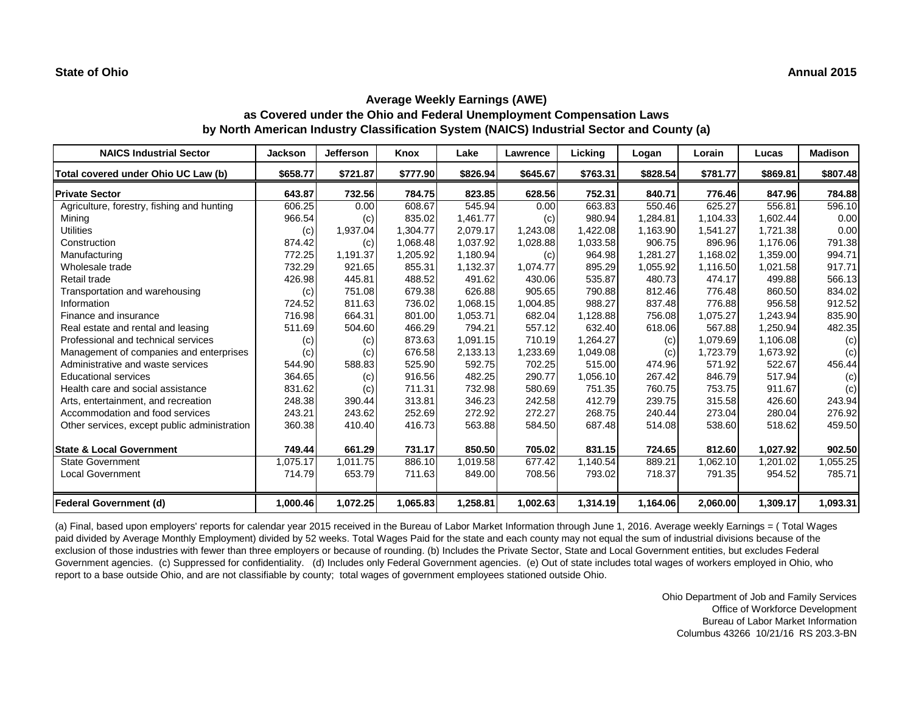**State of Ohio** **Annual 2015**

## Average Weekly Earnings (AWE)
## as Covered under the Ohio and Federal Unemployment Compensation Laws
## by North American Industry Classification System (NAICS) Industrial Sector and County (a)

| NAICS Industrial Sector | Jackson | Jefferson | Knox | Lake | Lawrence | Licking | Logan | Lorain | Lucas | Madison |
|---|---|---|---|---|---|---|---|---|---|---|
| **Total covered under Ohio UC Law (b)** | **$658.77** | **$721.87** | **$777.90** | **$826.94** | **$645.67** | **$763.31** | **$828.54** | **$781.77** | **$869.81** | **$807.48** |
| **Private Sector** | **643.87** | **732.56** | **784.75** | **823.85** | **628.56** | **752.31** | **840.71** | **776.46** | **847.96** | **784.88** |
| Agriculture, forestry, fishing and hunting | 606.25 | 0.00 | 608.67 | 545.94 | 0.00 | 663.83 | 550.46 | 625.27 | 556.81 | 596.10 |
| Mining | 966.54 | (c) | 835.02 | 1,461.77 | (c) | 980.94 | 1,284.81 | 1,104.33 | 1,602.44 | 0.00 |
| Utilities | (c) | 1,937.04 | 1,304.77 | 2,079.17 | 1,243.08 | 1,422.08 | 1,163.90 | 1,541.27 | 1,721.38 | 0.00 |
| Construction | 874.42 | (c) | 1,068.48 | 1,037.92 | 1,028.88 | 1,033.58 | 906.75 | 896.96 | 1,176.06 | 791.38 |
| Manufacturing | 772.25 | 1,191.37 | 1,205.92 | 1,180.94 | (c) | 964.98 | 1,281.27 | 1,168.02 | 1,359.00 | 994.71 |
| Wholesale trade | 732.29 | 921.65 | 855.31 | 1,132.37 | 1,074.77 | 895.29 | 1,055.92 | 1,116.50 | 1,021.58 | 917.71 |
| Retail trade | 426.98 | 445.81 | 488.52 | 491.62 | 430.06 | 535.87 | 480.73 | 474.17 | 499.88 | 566.13 |
| Transportation and warehousing | (c) | 751.08 | 679.38 | 626.88 | 905.65 | 790.88 | 812.46 | 776.48 | 860.50 | 834.02 |
| Information | 724.52 | 811.63 | 736.02 | 1,068.15 | 1,004.85 | 988.27 | 837.48 | 776.88 | 956.58 | 912.52 |
| Finance and insurance | 716.98 | 664.31 | 801.00 | 1,053.71 | 682.04 | 1,128.88 | 756.08 | 1,075.27 | 1,243.94 | 835.90 |
| Real estate and rental and leasing | 511.69 | 504.60 | 466.29 | 794.21 | 557.12 | 632.40 | 618.06 | 567.88 | 1,250.94 | 482.35 |
| Professional and technical services | (c) | (c) | 873.63 | 1,091.15 | 710.19 | 1,264.27 | (c) | 1,079.69 | 1,106.08 | (c) |
| Management of companies and enterprises | (c) | (c) | 676.58 | 2,133.13 | 1,233.69 | 1,049.08 | (c) | 1,723.79 | 1,673.92 | (c) |
| Administrative and waste services | 544.90 | 588.83 | 525.90 | 592.75 | 702.25 | 515.00 | 474.96 | 571.92 | 522.67 | 456.44 |
| Educational services | 364.65 | (c) | 916.56 | 482.25 | 290.77 | 1,056.10 | 267.42 | 846.79 | 517.94 | (c) |
| Health care and social assistance | 831.62 | (c) | 711.31 | 732.98 | 580.69 | 751.35 | 760.75 | 753.75 | 911.67 | (c) |
| Arts, entertainment, and recreation | 248.38 | 390.44 | 313.81 | 346.23 | 242.58 | 412.79 | 239.75 | 315.58 | 426.60 | 243.94 |
| Accommodation and food services | 243.21 | 243.62 | 252.69 | 272.92 | 272.27 | 268.75 | 240.44 | 273.04 | 280.04 | 276.92 |
| Other services, except public administration | 360.38 | 410.40 | 416.73 | 563.88 | 584.50 | 687.48 | 514.08 | 538.60 | 518.62 | 459.50 |
| **State & Local Government** | **749.44** | **661.29** | **731.17** | **850.50** | **705.02** | **831.15** | **724.65** | **812.60** | **1,027.92** | **902.50** |
| State Government | 1,075.17 | 1,011.75 | 886.10 | 1,019.58 | 677.42 | 1,140.54 | 889.21 | 1,062.10 | 1,201.02 | 1,055.25 |
| Local Government | 714.79 | 653.79 | 711.63 | 849.00 | 708.56 | 793.02 | 718.37 | 791.35 | 954.52 | 785.71 |
| **Federal Government (d)** | **1,000.46** | **1,072.25** | **1,065.83** | **1,258.81** | **1,002.63** | **1,314.19** | **1,164.06** | **2,060.00** | **1,309.17** | **1,093.31** |

(a) Final, based upon employers' reports for calendar year 2015 received in the Bureau of Labor Market Information through June 1, 2016. Average weekly Earnings = ( Total Wages paid divided by Average Monthly Employment) divided by 52 weeks. Total Wages Paid for the state and each county may not equal the sum of industrial divisions because of the exclusion of those industries with fewer than three employers or because of rounding. (b) Includes the Private Sector, State and Local Government entities, but excludes Federal Government agencies. (c) Suppressed for confidentiality. (d) Includes only Federal Government agencies. (e) Out of state includes total wages of workers employed in Ohio, who report to a base outside Ohio, and are not classifiable by county; total wages of government employees stationed outside Ohio.

Ohio Department of Job and Family Services
Office of Workforce Development
Bureau of Labor Market Information
Columbus 43266 10/21/16 RS 203.3-BN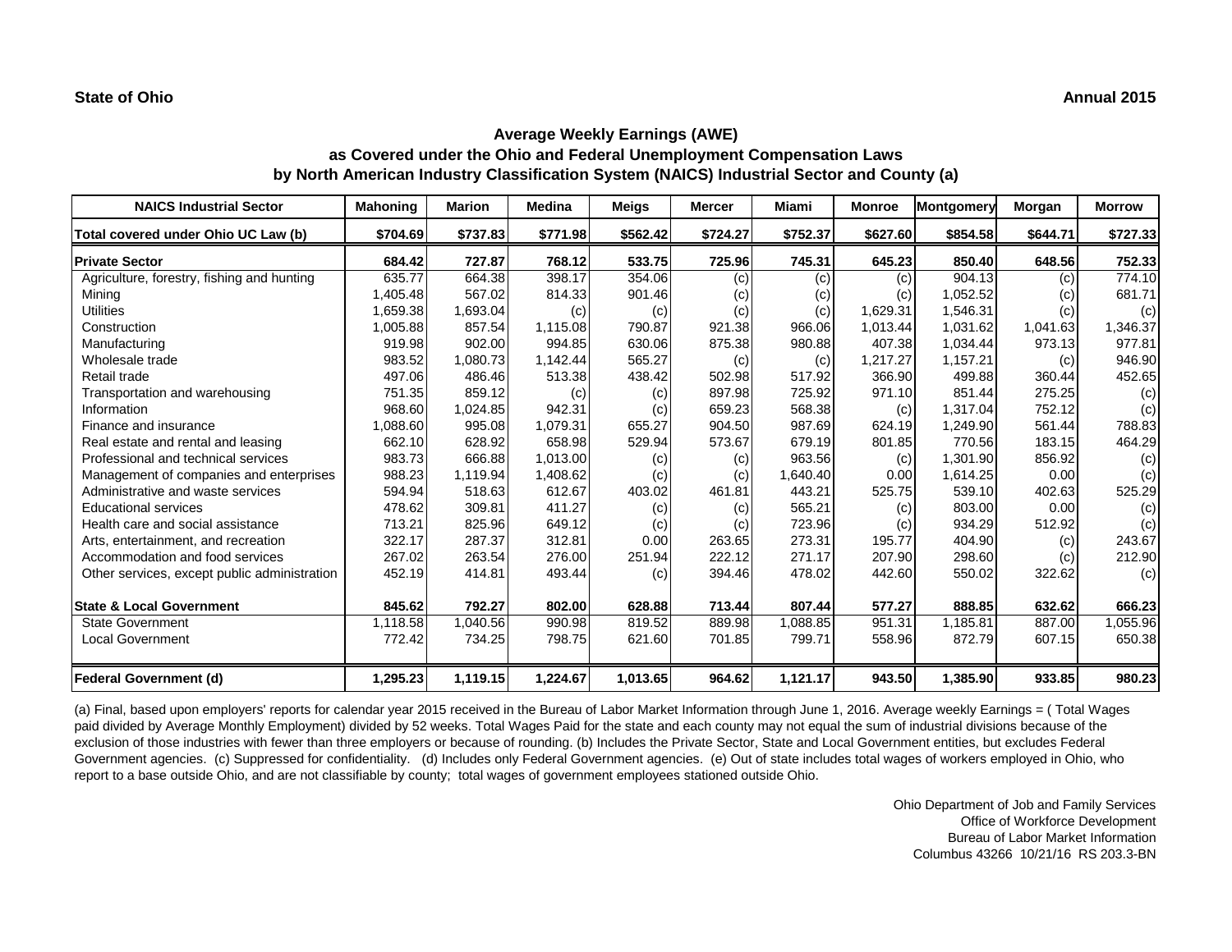**State of Ohio** **Annual 2015**

## Average Weekly Earnings (AWE)
## as Covered under the Ohio and Federal Unemployment Compensation Laws
## by North American Industry Classification System (NAICS) Industrial Sector and County (a)

| NAICS Industrial Sector | Mahoning | Marion | Medina | Meigs | Mercer | Miami | Monroe | Montgomery | Morgan | Morrow |
|---|---|---|---|---|---|---|---|---|---|---|
| **Total covered under Ohio UC Law (b)** | **$704.69** | **$737.83** | **$771.98** | **$562.42** | **$724.27** | **$752.37** | **$627.60** | **$854.58** | **$644.71** | **$727.33** |
| **Private Sector** | **684.42** | **727.87** | **768.12** | **533.75** | **725.96** | **745.31** | **645.23** | **850.40** | **648.56** | **752.33** |
| Agriculture, forestry, fishing and hunting | 635.77 | 664.38 | 398.17 | 354.06 | (c) | (c) | (c) | 904.13 | (c) | 774.10 |
| Mining | 1,405.48 | 567.02 | 814.33 | 901.46 | (c) | (c) | (c) | 1,052.52 | (c) | 681.71 |
| Utilities | 1,659.38 | 1,693.04 | (c) | (c) | (c) | (c) | 1,629.31 | 1,546.31 | (c) | (c) |
| Construction | 1,005.88 | 857.54 | 1,115.08 | 790.87 | 921.38 | 966.06 | 1,013.44 | 1,031.62 | 1,041.63 | 1,346.37 |
| Manufacturing | 919.98 | 902.00 | 994.85 | 630.06 | 875.38 | 980.88 | 407.38 | 1,034.44 | 973.13 | 977.81 |
| Wholesale trade | 983.52 | 1,080.73 | 1,142.44 | 565.27 | (c) | (c) | 1,217.27 | 1,157.21 | (c) | 946.90 |
| Retail trade | 497.06 | 486.46 | 513.38 | 438.42 | 502.98 | 517.92 | 366.90 | 499.88 | 360.44 | 452.65 |
| Transportation and warehousing | 751.35 | 859.12 | (c) | (c) | 897.98 | 725.92 | 971.10 | 851.44 | 275.25 | (c) |
| Information | 968.60 | 1,024.85 | 942.31 | (c) | 659.23 | 568.38 | (c) | 1,317.04 | 752.12 | (c) |
| Finance and insurance | 1,088.60 | 995.08 | 1,079.31 | 655.27 | 904.50 | 987.69 | 624.19 | 1,249.90 | 561.44 | 788.83 |
| Real estate and rental and leasing | 662.10 | 628.92 | 658.98 | 529.94 | 573.67 | 679.19 | 801.85 | 770.56 | 183.15 | 464.29 |
| Professional and technical services | 983.73 | 666.88 | 1,013.00 | (c) | (c) | 963.56 | (c) | 1,301.90 | 856.92 | (c) |
| Management of companies and enterprises | 988.23 | 1,119.94 | 1,408.62 | (c) | (c) | 1,640.40 | 0.00 | 1,614.25 | 0.00 | (c) |
| Administrative and waste services | 594.94 | 518.63 | 612.67 | 403.02 | 461.81 | 443.21 | 525.75 | 539.10 | 402.63 | 525.29 |
| Educational services | 478.62 | 309.81 | 411.27 | (c) | (c) | 565.21 | (c) | 803.00 | 0.00 | (c) |
| Health care and social assistance | 713.21 | 825.96 | 649.12 | (c) | (c) | 723.96 | (c) | 934.29 | 512.92 | (c) |
| Arts, entertainment, and recreation | 322.17 | 287.37 | 312.81 | 0.00 | 263.65 | 273.31 | 195.77 | 404.90 | (c) | 243.67 |
| Accommodation and food services | 267.02 | 263.54 | 276.00 | 251.94 | 222.12 | 271.17 | 207.90 | 298.60 | (c) | 212.90 |
| Other services, except public administration | 452.19 | 414.81 | 493.44 | (c) | 394.46 | 478.02 | 442.60 | 550.02 | 322.62 | (c) |
| **State & Local Government** | **845.62** | **792.27** | **802.00** | **628.88** | **713.44** | **807.44** | **577.27** | **888.85** | **632.62** | **666.23** |
| State Government | 1,118.58 | 1,040.56 | 990.98 | 819.52 | 889.98 | 1,088.85 | 951.31 | 1,185.81 | 887.00 | 1,055.96 |
| Local Government | 772.42 | 734.25 | 798.75 | 621.60 | 701.85 | 799.71 | 558.96 | 872.79 | 607.15 | 650.38 |
| **Federal Government (d)** | **1,295.23** | **1,119.15** | **1,224.67** | **1,013.65** | **964.62** | **1,121.17** | **943.50** | **1,385.90** | **933.85** | **980.23** |

(a) Final, based upon employers' reports for calendar year 2015 received in the Bureau of Labor Market Information through June 1, 2016. Average weekly Earnings = ( Total Wages paid divided by Average Monthly Employment) divided by 52 weeks. Total Wages Paid for the state and each county may not equal the sum of industrial divisions because of the exclusion of those industries with fewer than three employers or because of rounding. (b) Includes the Private Sector, State and Local Government entities, but excludes Federal Government agencies. (c) Suppressed for confidentiality. (d) Includes only Federal Government agencies. (e) Out of state includes total wages of workers employed in Ohio, who report to a base outside Ohio, and are not classifiable by county; total wages of government employees stationed outside Ohio.

Ohio Department of Job and Family Services
Office of Workforce Development
Bureau of Labor Market Information
Columbus 43266 10/21/16 RS 203.3-BN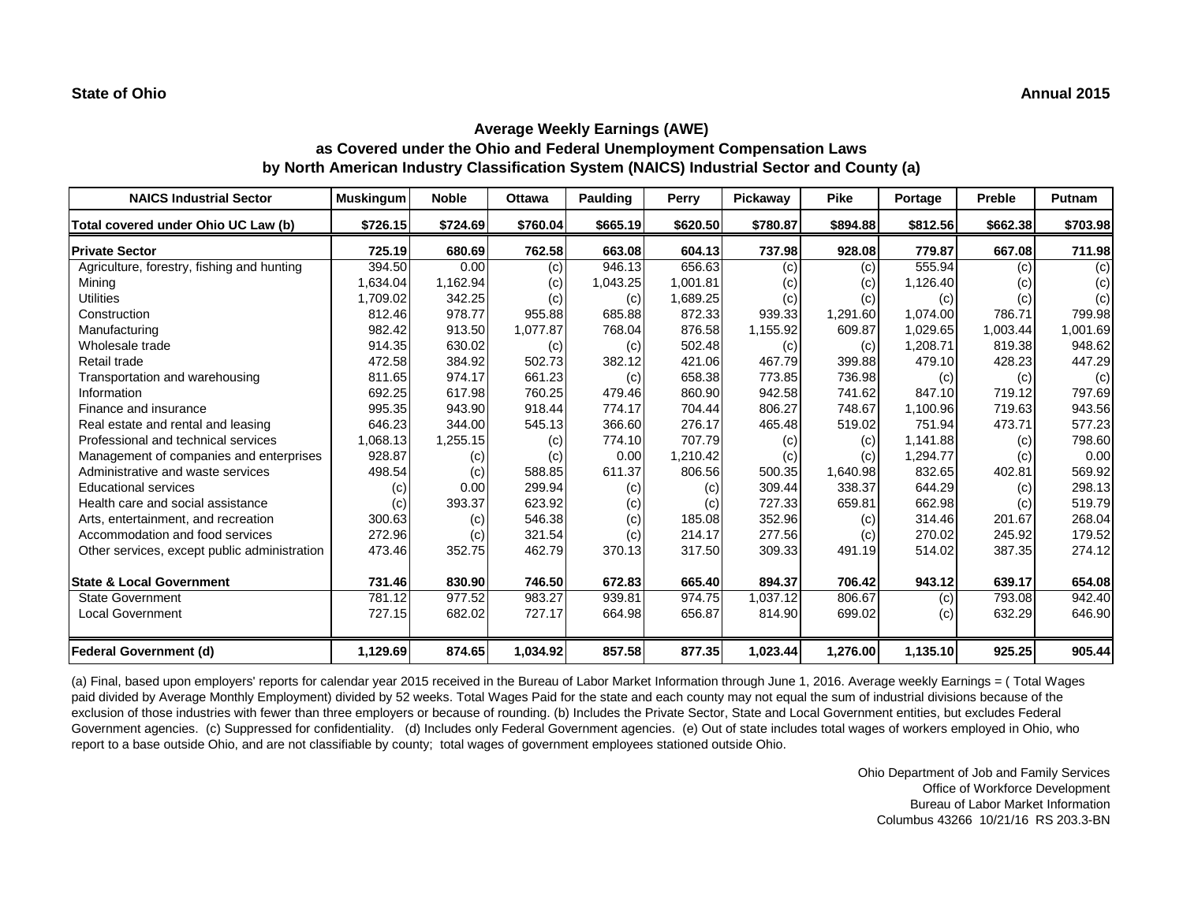**State of Ohio** **Annual 2015**

## Average Weekly Earnings (AWE)
## as Covered under the Ohio and Federal Unemployment Compensation Laws
## by North American Industry Classification System (NAICS) Industrial Sector and County (a)

| NAICS Industrial Sector | Muskingum | Noble | Ottawa | Paulding | Perry | Pickaway | Pike | Portage | Preble | Putnam |
|---|---|---|---|---|---|---|---|---|---|---|
| **Total covered under Ohio UC Law (b)** | **$726.15** | **$724.69** | **$760.04** | **$665.19** | **$620.50** | **$780.87** | **$894.88** | **$812.56** | **$662.38** | **$703.98** |
| **Private Sector** | **725.19** | **680.69** | **762.58** | **663.08** | **604.13** | **737.98** | **928.08** | **779.87** | **667.08** | **711.98** |
| Agriculture, forestry, fishing and hunting | 394.50 | 0.00 | (c) | 946.13 | 656.63 | (c) | (c) | 555.94 | (c) | (c) |
| Mining | 1,634.04 | 1,162.94 | (c) | 1,043.25 | 1,001.81 | (c) | (c) | 1,126.40 | (c) | (c) |
| Utilities | 1,709.02 | 342.25 | (c) | (c) | 1,689.25 | (c) | (c) | (c) | (c) | (c) |
| Construction | 812.46 | 978.77 | 955.88 | 685.88 | 872.33 | 939.33 | 1,291.60 | 1,074.00 | 786.71 | 799.98 |
| Manufacturing | 982.42 | 913.50 | 1,077.87 | 768.04 | 876.58 | 1,155.92 | 609.87 | 1,029.65 | 1,003.44 | 1,001.69 |
| Wholesale trade | 914.35 | 630.02 | (c) | (c) | 502.48 | (c) | (c) | 1,208.71 | 819.38 | 948.62 |
| Retail trade | 472.58 | 384.92 | 502.73 | 382.12 | 421.06 | 467.79 | 399.88 | 479.10 | 428.23 | 447.29 |
| Transportation and warehousing | 811.65 | 974.17 | 661.23 | (c) | 658.38 | 773.85 | 736.98 | (c) | (c) | (c) |
| Information | 692.25 | 617.98 | 760.25 | 479.46 | 860.90 | 942.58 | 741.62 | 847.10 | 719.12 | 797.69 |
| Finance and insurance | 995.35 | 943.90 | 918.44 | 774.17 | 704.44 | 806.27 | 748.67 | 1,100.96 | 719.63 | 943.56 |
| Real estate and rental and leasing | 646.23 | 344.00 | 545.13 | 366.60 | 276.17 | 465.48 | 519.02 | 751.94 | 473.71 | 577.23 |
| Professional and technical services | 1,068.13 | 1,255.15 | (c) | 774.10 | 707.79 | (c) | (c) | 1,141.88 | (c) | 798.60 |
| Management of companies and enterprises | 928.87 | (c) | (c) | 0.00 | 1,210.42 | (c) | (c) | 1,294.77 | (c) | 0.00 |
| Administrative and waste services | 498.54 | (c) | 588.85 | 611.37 | 806.56 | 500.35 | 1,640.98 | 832.65 | 402.81 | 569.92 |
| Educational services | (c) | 0.00 | 299.94 | (c) | (c) | 309.44 | 338.37 | 644.29 | (c) | 298.13 |
| Health care and social assistance | (c) | 393.37 | 623.92 | (c) | (c) | 727.33 | 659.81 | 662.98 | (c) | 519.79 |
| Arts, entertainment, and recreation | 300.63 | (c) | 546.38 | (c) | 185.08 | 352.96 | (c) | 314.46 | 201.67 | 268.04 |
| Accommodation and food services | 272.96 | (c) | 321.54 | (c) | 214.17 | 277.56 | (c) | 270.02 | 245.92 | 179.52 |
| Other services, except public administration | 473.46 | 352.75 | 462.79 | 370.13 | 317.50 | 309.33 | 491.19 | 514.02 | 387.35 | 274.12 |
| **State & Local Government** | **731.46** | **830.90** | **746.50** | **672.83** | **665.40** | **894.37** | **706.42** | **943.12** | **639.17** | **654.08** |
| State Government | 781.12 | 977.52 | 983.27 | 939.81 | 974.75 | 1,037.12 | 806.67 | (c) | 793.08 | 942.40 |
| Local Government | 727.15 | 682.02 | 727.17 | 664.98 | 656.87 | 814.90 | 699.02 | (c) | 632.29 | 646.90 |
| **Federal Government (d)** | **1,129.69** | **874.65** | **1,034.92** | **857.58** | **877.35** | **1,023.44** | **1,276.00** | **1,135.10** | **925.25** | **905.44** |

(a) Final, based upon employers' reports for calendar year 2015 received in the Bureau of Labor Market Information through June 1, 2016. Average weekly Earnings = ( Total Wages paid divided by Average Monthly Employment) divided by 52 weeks. Total Wages Paid for the state and each county may not equal the sum of industrial divisions because of the exclusion of those industries with fewer than three employers or because of rounding. (b) Includes the Private Sector, State and Local Government entities, but excludes Federal Government agencies. (c) Suppressed for confidentiality. (d) Includes only Federal Government agencies. (e) Out of state includes total wages of workers employed in Ohio, who report to a base outside Ohio, and are not classifiable by county; total wages of government employees stationed outside Ohio.

Ohio Department of Job and Family Services
Office of Workforce Development
Bureau of Labor Market Information
Columbus 43266 10/21/16 RS 203.3-BN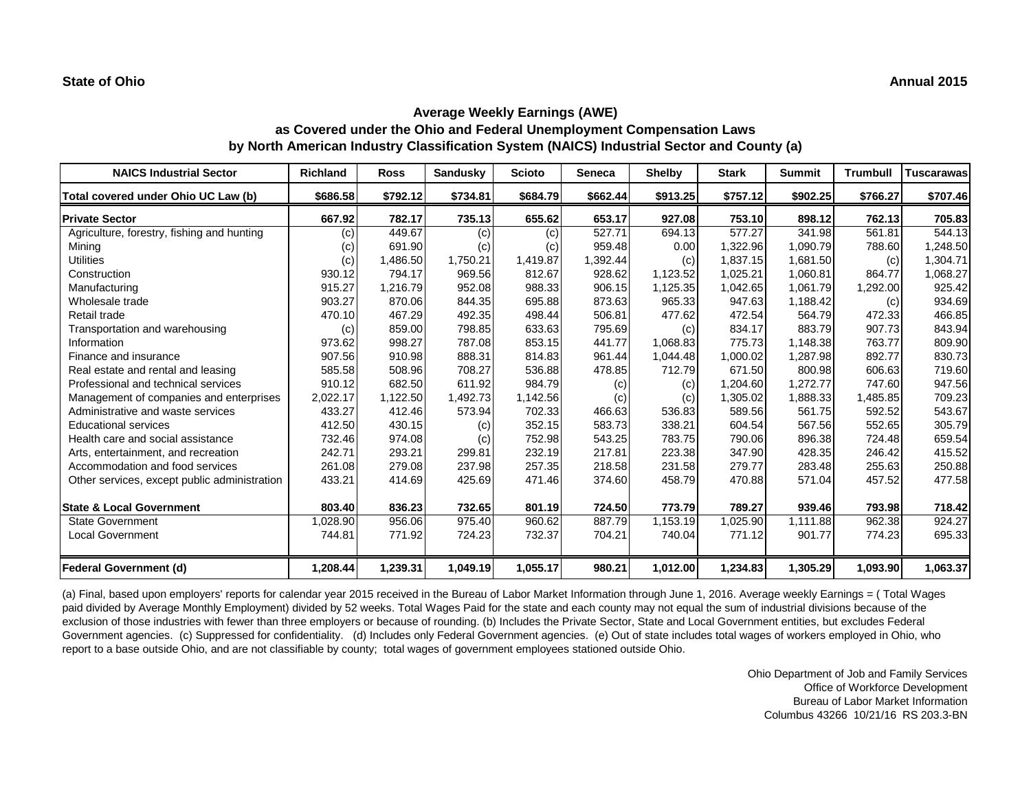**State of Ohio** **Annual 2015**

## Average Weekly Earnings (AWE)
## as Covered under the Ohio and Federal Unemployment Compensation Laws
## by North American Industry Classification System (NAICS) Industrial Sector and County (a)

| NAICS Industrial Sector | Richland | Ross | Sandusky | Scioto | Seneca | Shelby | Stark | Summit | Trumbull | Tuscarawas |
|---|---|---|---|---|---|---|---|---|---|---|
| **Total covered under Ohio UC Law (b)** | **$686.58** | **$792.12** | **$734.81** | **$684.79** | **$662.44** | **$913.25** | **$757.12** | **$902.25** | **$766.27** | **$707.46** |
| **Private Sector** | **667.92** | **782.17** | **735.13** | **655.62** | **653.17** | **927.08** | **753.10** | **898.12** | **762.13** | **705.83** |
| Agriculture, forestry, fishing and hunting | (c) | 449.67 | (c) | (c) | 527.71 | 694.13 | 577.27 | 341.98 | 561.81 | 544.13 |
| Mining | (c) | 691.90 | (c) | (c) | 959.48 | 0.00 | 1,322.96 | 1,090.79 | 788.60 | 1,248.50 |
| Utilities | (c) | 1,486.50 | 1,750.21 | 1,419.87 | 1,392.44 | (c) | 1,837.15 | 1,681.50 | (c) | 1,304.71 |
| Construction | 930.12 | 794.17 | 969.56 | 812.67 | 928.62 | 1,123.52 | 1,025.21 | 1,060.81 | 864.77 | 1,068.27 |
| Manufacturing | 915.27 | 1,216.79 | 952.08 | 988.33 | 906.15 | 1,125.35 | 1,042.65 | 1,061.79 | 1,292.00 | 925.42 |
| Wholesale trade | 903.27 | 870.06 | 844.35 | 695.88 | 873.63 | 965.33 | 947.63 | 1,188.42 | (c) | 934.69 |
| Retail trade | 470.10 | 467.29 | 492.35 | 498.44 | 506.81 | 477.62 | 472.54 | 564.79 | 472.33 | 466.85 |
| Transportation and warehousing | (c) | 859.00 | 798.85 | 633.63 | 795.69 | (c) | 834.17 | 883.79 | 907.73 | 843.94 |
| Information | 973.62 | 998.27 | 787.08 | 853.15 | 441.77 | 1,068.83 | 775.73 | 1,148.38 | 763.77 | 809.90 |
| Finance and insurance | 907.56 | 910.98 | 888.31 | 814.83 | 961.44 | 1,044.48 | 1,000.02 | 1,287.98 | 892.77 | 830.73 |
| Real estate and rental and leasing | 585.58 | 508.96 | 708.27 | 536.88 | 478.85 | 712.79 | 671.50 | 800.98 | 606.63 | 719.60 |
| Professional and technical services | 910.12 | 682.50 | 611.92 | 984.79 | (c) | (c) | 1,204.60 | 1,272.77 | 747.60 | 947.56 |
| Management of companies and enterprises | 2,022.17 | 1,122.50 | 1,492.73 | 1,142.56 | (c) | (c) | 1,305.02 | 1,888.33 | 1,485.85 | 709.23 |
| Administrative and waste services | 433.27 | 412.46 | 573.94 | 702.33 | 466.63 | 536.83 | 589.56 | 561.75 | 592.52 | 543.67 |
| Educational services | 412.50 | 430.15 | (c) | 352.15 | 583.73 | 338.21 | 604.54 | 567.56 | 552.65 | 305.79 |
| Health care and social assistance | 732.46 | 974.08 | (c) | 752.98 | 543.25 | 783.75 | 790.06 | 896.38 | 724.48 | 659.54 |
| Arts, entertainment, and recreation | 242.71 | 293.21 | 299.81 | 232.19 | 217.81 | 223.38 | 347.90 | 428.35 | 246.42 | 415.52 |
| Accommodation and food services | 261.08 | 279.08 | 237.98 | 257.35 | 218.58 | 231.58 | 279.77 | 283.48 | 255.63 | 250.88 |
| Other services, except public administration | 433.21 | 414.69 | 425.69 | 471.46 | 374.60 | 458.79 | 470.88 | 571.04 | 457.52 | 477.58 |
| **State & Local Government** | **803.40** | **836.23** | **732.65** | **801.19** | **724.50** | **773.79** | **789.27** | **939.46** | **793.98** | **718.42** |
| State Government | 1,028.90 | 956.06 | 975.40 | 960.62 | 887.79 | 1,153.19 | 1,025.90 | 1,111.88 | 962.38 | 924.27 |
| Local Government | 744.81 | 771.92 | 724.23 | 732.37 | 704.21 | 740.04 | 771.12 | 901.77 | 774.23 | 695.33 |
| **Federal Government (d)** | **1,208.44** | **1,239.31** | **1,049.19** | **1,055.17** | **980.21** | **1,012.00** | **1,234.83** | **1,305.29** | **1,093.90** | **1,063.37** |

(a) Final, based upon employers' reports for calendar year 2015 received in the Bureau of Labor Market Information through June 1, 2016. Average weekly Earnings = ( Total Wages paid divided by Average Monthly Employment) divided by 52 weeks. Total Wages Paid for the state and each county may not equal the sum of industrial divisions because of the exclusion of those industries with fewer than three employers or because of rounding. (b) Includes the Private Sector, State and Local Government entities, but excludes Federal Government agencies. (c) Suppressed for confidentiality. (d) Includes only Federal Government agencies. (e) Out of state includes total wages of workers employed in Ohio, who report to a base outside Ohio, and are not classifiable by county; total wages of government employees stationed outside Ohio.

Ohio Department of Job and Family Services
Office of Workforce Development
Bureau of Labor Market Information
Columbus 43266 10/21/16 RS 203.3-BN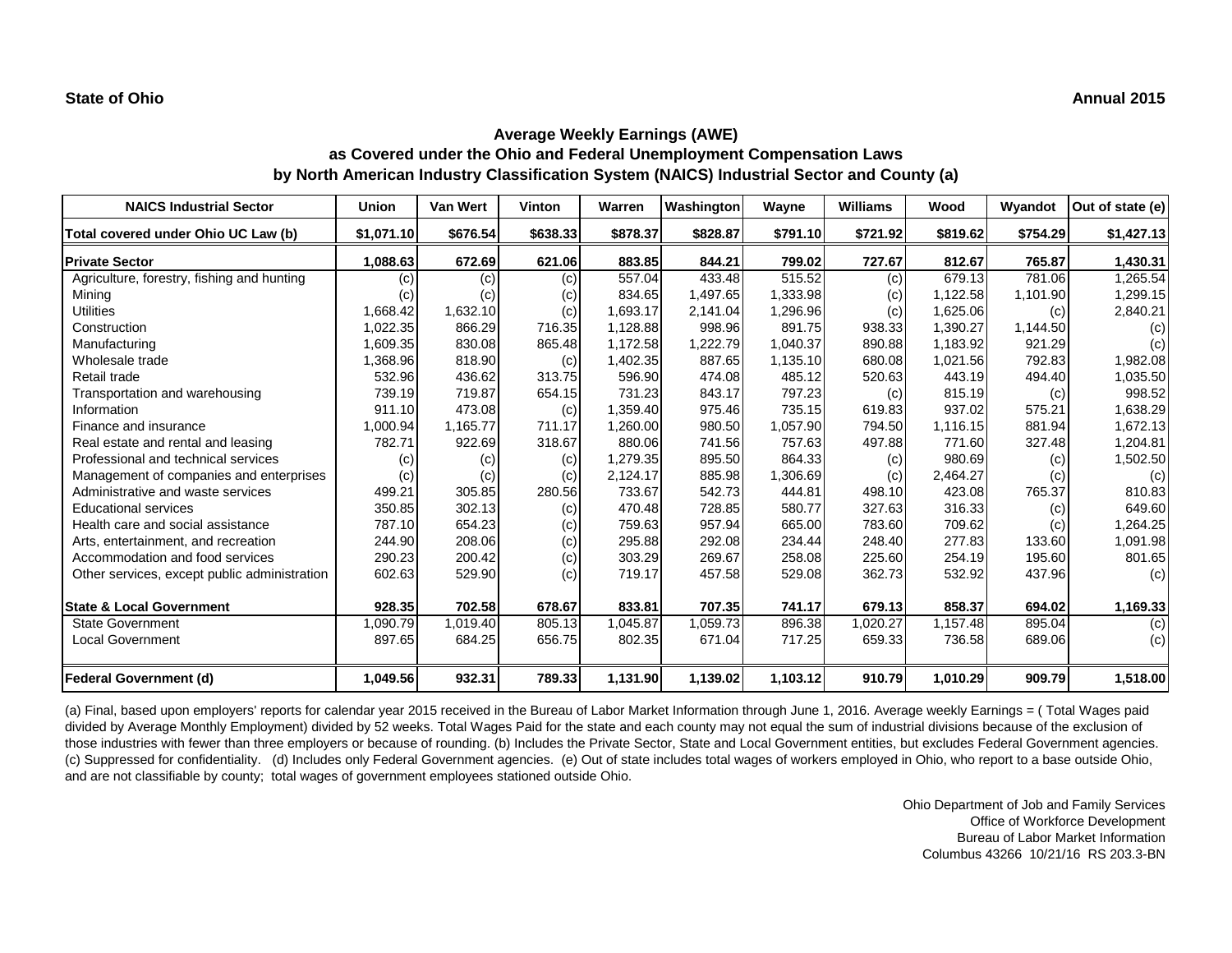**State of Ohio** **Annual 2015**

## Average Weekly Earnings (AWE)
## as Covered under the Ohio and Federal Unemployment Compensation Laws
## by North American Industry Classification System (NAICS) Industrial Sector and County (a)

| NAICS Industrial Sector | Union | Van Wert | Vinton | Warren | Washington | Wayne | Williams | Wood | Wyandot | Out of state (e) |
|---|---|---|---|---|---|---|---|---|---|---|
| **Total covered under Ohio UC Law (b)** | **$1,071.10** | **$676.54** | **$638.33** | **$878.37** | **$828.87** | **$791.10** | **$721.92** | **$819.62** | **$754.29** | **$1,427.13** |
| **Private Sector** | **1,088.63** | **672.69** | **621.06** | **883.85** | **844.21** | **799.02** | **727.67** | **812.67** | **765.87** | **1,430.31** |
| Agriculture, forestry, fishing and hunting | (c) | (c) | (c) | 557.04 | 433.48 | 515.52 | (c) | 679.13 | 781.06 | 1,265.54 |
| Mining | (c) | (c) | (c) | 834.65 | 1,497.65 | 1,333.98 | (c) | 1,122.58 | 1,101.90 | 1,299.15 |
| Utilities | 1,668.42 | 1,632.10 | (c) | 1,693.17 | 2,141.04 | 1,296.96 | (c) | 1,625.06 | (c) | 2,840.21 |
| Construction | 1,022.35 | 866.29 | 716.35 | 1,128.88 | 998.96 | 891.75 | 938.33 | 1,390.27 | 1,144.50 | (c) |
| Manufacturing | 1,609.35 | 830.08 | 865.48 | 1,172.58 | 1,222.79 | 1,040.37 | 890.88 | 1,183.92 | 921.29 | (c) |
| Wholesale trade | 1,368.96 | 818.90 | (c) | 1,402.35 | 887.65 | 1,135.10 | 680.08 | 1,021.56 | 792.83 | 1,982.08 |
| Retail trade | 532.96 | 436.62 | 313.75 | 596.90 | 474.08 | 485.12 | 520.63 | 443.19 | 494.40 | 1,035.50 |
| Transportation and warehousing | 739.19 | 719.87 | 654.15 | 731.23 | 843.17 | 797.23 | (c) | 815.19 | (c) | 998.52 |
| Information | 911.10 | 473.08 | (c) | 1,359.40 | 975.46 | 735.15 | 619.83 | 937.02 | 575.21 | 1,638.29 |
| Finance and insurance | 1,000.94 | 1,165.77 | 711.17 | 1,260.00 | 980.50 | 1,057.90 | 794.50 | 1,116.15 | 881.94 | 1,672.13 |
| Real estate and rental and leasing | 782.71 | 922.69 | 318.67 | 880.06 | 741.56 | 757.63 | 497.88 | 771.60 | 327.48 | 1,204.81 |
| Professional and technical services | (c) | (c) | (c) | 1,279.35 | 895.50 | 864.33 | (c) | 980.69 | (c) | 1,502.50 |
| Management of companies and enterprises | (c) | (c) | (c) | 2,124.17 | 885.98 | 1,306.69 | (c) | 2,464.27 | (c) | (c) |
| Administrative and waste services | 499.21 | 305.85 | 280.56 | 733.67 | 542.73 | 444.81 | 498.10 | 423.08 | 765.37 | 810.83 |
| Educational services | 350.85 | 302.13 | (c) | 470.48 | 728.85 | 580.77 | 327.63 | 316.33 | (c) | 649.60 |
| Health care and social assistance | 787.10 | 654.23 | (c) | 759.63 | 957.94 | 665.00 | 783.60 | 709.62 | (c) | 1,264.25 |
| Arts, entertainment, and recreation | 244.90 | 208.06 | (c) | 295.88 | 292.08 | 234.44 | 248.40 | 277.83 | 133.60 | 1,091.98 |
| Accommodation and food services | 290.23 | 200.42 | (c) | 303.29 | 269.67 | 258.08 | 225.60 | 254.19 | 195.60 | 801.65 |
| Other services, except public administration | 602.63 | 529.90 | (c) | 719.17 | 457.58 | 529.08 | 362.73 | 532.92 | 437.96 | (c) |
| **State & Local Government** | **928.35** | **702.58** | **678.67** | **833.81** | **707.35** | **741.17** | **679.13** | **858.37** | **694.02** | **1,169.33** |
| State Government | 1,090.79 | 1,019.40 | 805.13 | 1,045.87 | 1,059.73 | 896.38 | 1,020.27 | 1,157.48 | 895.04 | (c) |
| Local Government | 897.65 | 684.25 | 656.75 | 802.35 | 671.04 | 717.25 | 659.33 | 736.58 | 689.06 | (c) |
| **Federal Government (d)** | **1,049.56** | **932.31** | **789.33** | **1,131.90** | **1,139.02** | **1,103.12** | **910.79** | **1,010.29** | **909.79** | **1,518.00** |

(a) Final, based upon employers' reports for calendar year 2015 received in the Bureau of Labor Market Information through June 1, 2016. Average weekly Earnings = ( Total Wages paid divided by Average Monthly Employment) divided by 52 weeks. Total Wages Paid for the state and each county may not equal the sum of industrial divisions because of the exclusion of those industries with fewer than three employers or because of rounding. (b) Includes the Private Sector, State and Local Government entities, but excludes Federal Government agencies. (c) Suppressed for confidentiality. (d) Includes only Federal Government agencies. (e) Out of state includes total wages of workers employed in Ohio, who report to a base outside Ohio, and are not classifiable by county; total wages of government employees stationed outside Ohio.

Ohio Department of Job and Family Services
Office of Workforce Development
Bureau of Labor Market Information
Columbus 43266 10/21/16 RS 203.3-BN